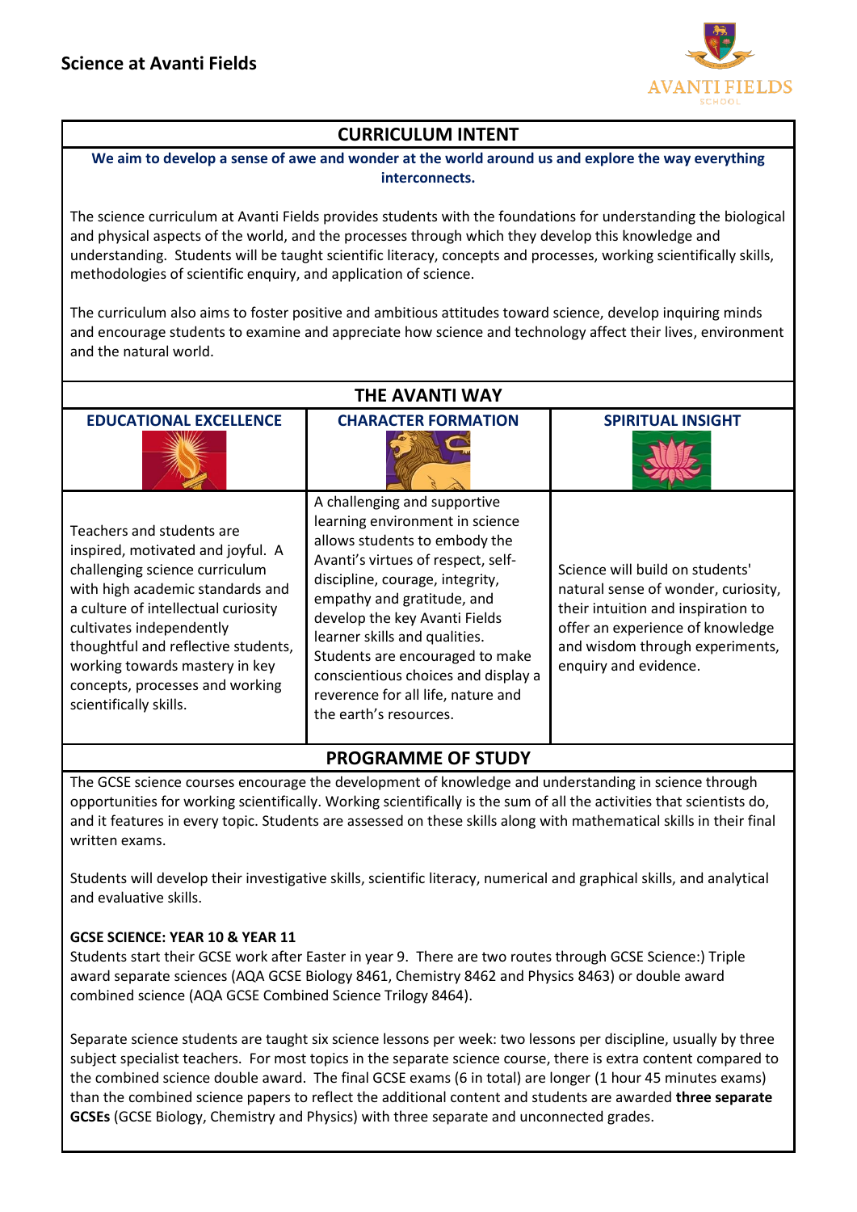# Science at Avanti Fields

## CURRICULUM INTENT

**We aim to develop a sense of awe and wonder at the world around us and explore the way everything interconnects.**

The science curriculum at Avanti Fields provides students with the foundations for understanding the biological and physical aspects of the world, and the processes through which they develop this knowledge and understanding. Students will be taught scientific literacy, concepts and processes, working scientifically skills, methodologies of scientific enquiry, and application of science.

The curriculum also aims to foster positive and ambitious attitudes toward science, develop inquiring minds and encourage students to examine and appreciate how science and technology affect their lives, environment and the natural world.

## THE AVANTI WAY

| EDUCATIONAL EXCELLENCE | CHARACTER FORMATION | SPIRITUAL INSIGHT |
|---|---|---|
| Teachers and students are inspired, motivated and joyful. A challenging science curriculum with high academic standards and a culture of intellectual curiosity cultivates independently thoughtful and reflective students, working towards mastery in key concepts, processes and working scientifically skills. | A challenging and supportive learning environment in science allows students to embody the Avanti's virtues of respect, self-discipline, courage, integrity, empathy and gratitude, and develop the key Avanti Fields learner skills and qualities. Students are encouraged to make conscientious choices and display a reverence for all life, nature and the earth's resources. | Science will build on students' natural sense of wonder, curiosity, their intuition and inspiration to offer an experience of knowledge and wisdom through experiments, enquiry and evidence. |

## PROGRAMME OF STUDY

The GCSE science courses encourage the development of knowledge and understanding in science through opportunities for working scientifically. Working scientifically is the sum of all the activities that scientists do, and it features in every topic. Students are assessed on these skills along with mathematical skills in their final written exams.

Students will develop their investigative skills, scientific literacy, numerical and graphical skills, and analytical and evaluative skills.

**GCSE SCIENCE: YEAR 10 & YEAR 11**

Students start their GCSE work after Easter in year 9. There are two routes through GCSE Science:) Triple award separate sciences (AQA GCSE Biology 8461, Chemistry 8462 and Physics 8463) or double award combined science (AQA GCSE Combined Science Trilogy 8464).

Separate science students are taught six science lessons per week: two lessons per discipline, usually by three subject specialist teachers. For most topics in the separate science course, there is extra content compared to the combined science double award. The final GCSE exams (6 in total) are longer (1 hour 45 minutes exams) than the combined science papers to reflect the additional content and students are awarded **three separate GCSEs** (GCSE Biology, Chemistry and Physics) with three separate and unconnected grades.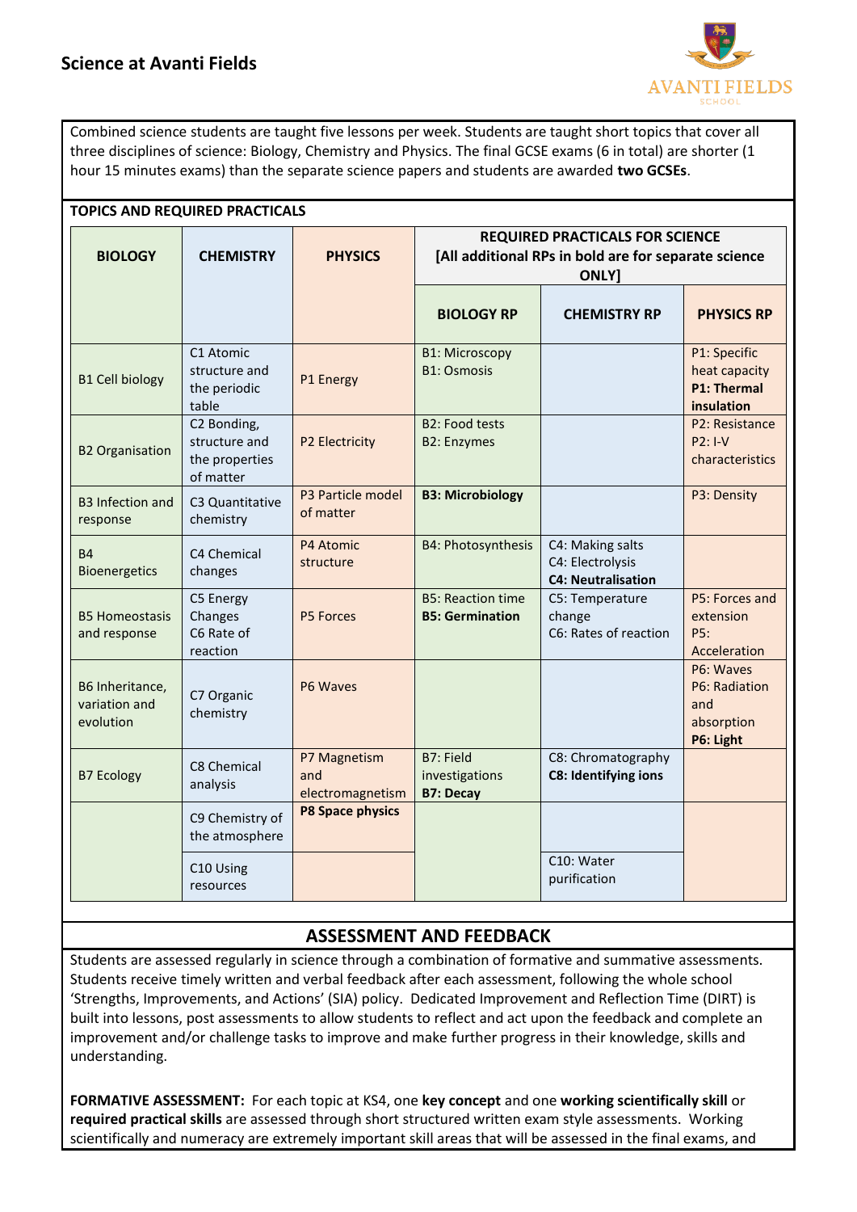## Science at Avanti Fields

Combined science students are taught five lessons per week. Students are taught short topics that cover all three disciplines of science: Biology, Chemistry and Physics. The final GCSE exams (6 in total) are shorter (1 hour 15 minutes exams) than the separate science papers and students are awarded **two GCSEs**.

**TOPICS AND REQUIRED PRACTICALS**

| **BIOLOGY** | **CHEMISTRY** | **PHYSICS** | **REQUIRED PRACTICALS FOR SCIENCE [All additional RPs in bold are for separate science ONLY]** | | |
|---|---|---|---|---|---|
| | | | **BIOLOGY RP** | **CHEMISTRY RP** | **PHYSICS RP** |
| B1 Cell biology | C1 Atomic structure and the periodic table | P1 Energy | B1: Microscopy<br>B1: Osmosis | | P1: Specific heat capacity<br>**P1: Thermal insulation** |
| B2 Organisation | C2 Bonding, structure and the properties of matter | P2 Electricity | B2: Food tests<br>B2: Enzymes | | P2: Resistance<br>P2: I-V characteristics |
| B3 Infection and response | C3 Quantitative chemistry | P3 Particle model of matter | **B3: Microbiology** | | P3: Density |
| B4 Bioenergetics | C4 Chemical changes | P4 Atomic structure | B4: Photosynthesis | C4: Making salts<br>C4: Electrolysis<br>**C4: Neutralisation** | |
| B5 Homeostasis and response | C5 Energy Changes<br>C6 Rate of reaction | P5 Forces | B5: Reaction time<br>**B5: Germination** | C5: Temperature change<br>C6: Rates of reaction | P5: Forces and extension<br>P5: Acceleration |
| B6 Inheritance, variation and evolution | C7 Organic chemistry | P6 Waves | | | P6: Waves<br>P6: Radiation and absorption<br>**P6: Light** |
| B7 Ecology | C8 Chemical analysis | P7 Magnetism and electromagnetism | B7: Field investigations<br>**B7: Decay** | C8: Chromatography<br>**C8: Identifying ions** | |
| | C9 Chemistry of the atmosphere | **P8 Space physics** | | | |
| | C10 Using resources | | | C10: Water purification | |

## ASSESSMENT AND FEEDBACK

Students are assessed regularly in science through a combination of formative and summative assessments. Students receive timely written and verbal feedback after each assessment, following the whole school 'Strengths, Improvements, and Actions' (SIA) policy. Dedicated Improvement and Reflection Time (DIRT) is built into lessons, post assessments to allow students to reflect and act upon the feedback and complete an improvement and/or challenge tasks to improve and make further progress in their knowledge, skills and understanding.

**FORMATIVE ASSESSMENT:** For each topic at KS4, one **key concept** and one **working scientifically skill** or **required practical skills** are assessed through short structured written exam style assessments. Working scientifically and numeracy are extremely important skill areas that will be assessed in the final exams, and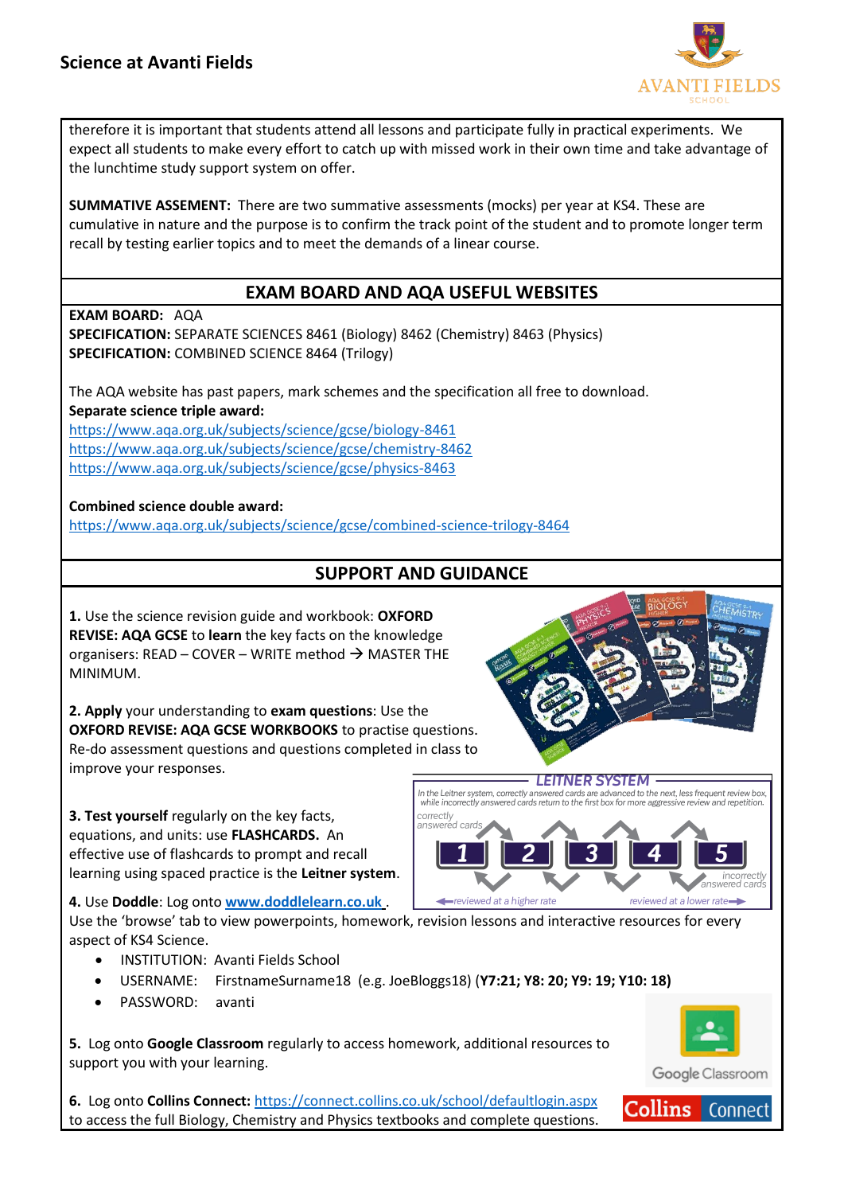## Science at Avanti Fields

therefore it is important that students attend all lessons and participate fully in practical experiments. We expect all students to make every effort to catch up with missed work in their own time and take advantage of the lunchtime study support system on offer.

**SUMMATIVE ASSEMENT:** There are two summative assessments (mocks) per year at KS4. These are cumulative in nature and the purpose is to confirm the track point of the student and to promote longer term recall by testing earlier topics and to meet the demands of a linear course.

## EXAM BOARD AND AQA USEFUL WEBSITES

**EXAM BOARD:** AQA
**SPECIFICATION:** SEPARATE SCIENCES 8461 (Biology) 8462 (Chemistry) 8463 (Physics)
**SPECIFICATION:** COMBINED SCIENCE 8464 (Trilogy)

The AQA website has past papers, mark schemes and the specification all free to download.
**Separate science triple award:**
https://www.aqa.org.uk/subjects/science/gcse/biology-8461
https://www.aqa.org.uk/subjects/science/gcse/chemistry-8462
https://www.aqa.org.uk/subjects/science/gcse/physics-8463

**Combined science double award:**
https://www.aqa.org.uk/subjects/science/gcse/combined-science-trilogy-8464

## SUPPORT AND GUIDANCE

**1.** Use the science revision guide and workbook: **OXFORD REVISE: AQA GCSE** to **learn** the key facts on the knowledge organisers: READ – COVER – WRITE method → MASTER THE MINIMUM.

**2. Apply** your understanding to **exam questions**: Use the **OXFORD REVISE: AQA GCSE WORKBOOKS** to practise questions. Re-do assessment questions and questions completed in class to improve your responses.

**3. Test yourself** regularly on the key facts, equations, and units: use **FLASHCARDS.** An effective use of flashcards to prompt and recall learning using spaced practice is the **Leitner system**.

*LEITNER SYSTEM*

*In the Leitner system, correctly answered cards are advanced to the next, less frequent review box, while incorrectly answered cards return to the first box for more aggressive review and repetition.*

correctly answered cards — 1 — 2 — 3 — 4 — 5 — incorrectly answered cards

reviewed at a higher rate ← → reviewed at a lower rate

**4.** Use **Doddle**: Log onto **www.doddlelearn.co.uk** .
Use the 'browse' tab to view powerpoints, homework, revision lessons and interactive resources for every aspect of KS4 Science.

- INSTITUTION: Avanti Fields School
- USERNAME: FirstnameSurname18 (e.g. JoeBloggs18) (**Y7:21; Y8: 20; Y9: 19; Y10: 18)**
- PASSWORD: avanti

**5.** Log onto **Google Classroom** regularly to access homework, additional resources to support you with your learning.

**6.** Log onto **Collins Connect:** https://connect.collins.co.uk/school/defaultlogin.aspx to access the full Biology, Chemistry and Physics textbooks and complete questions.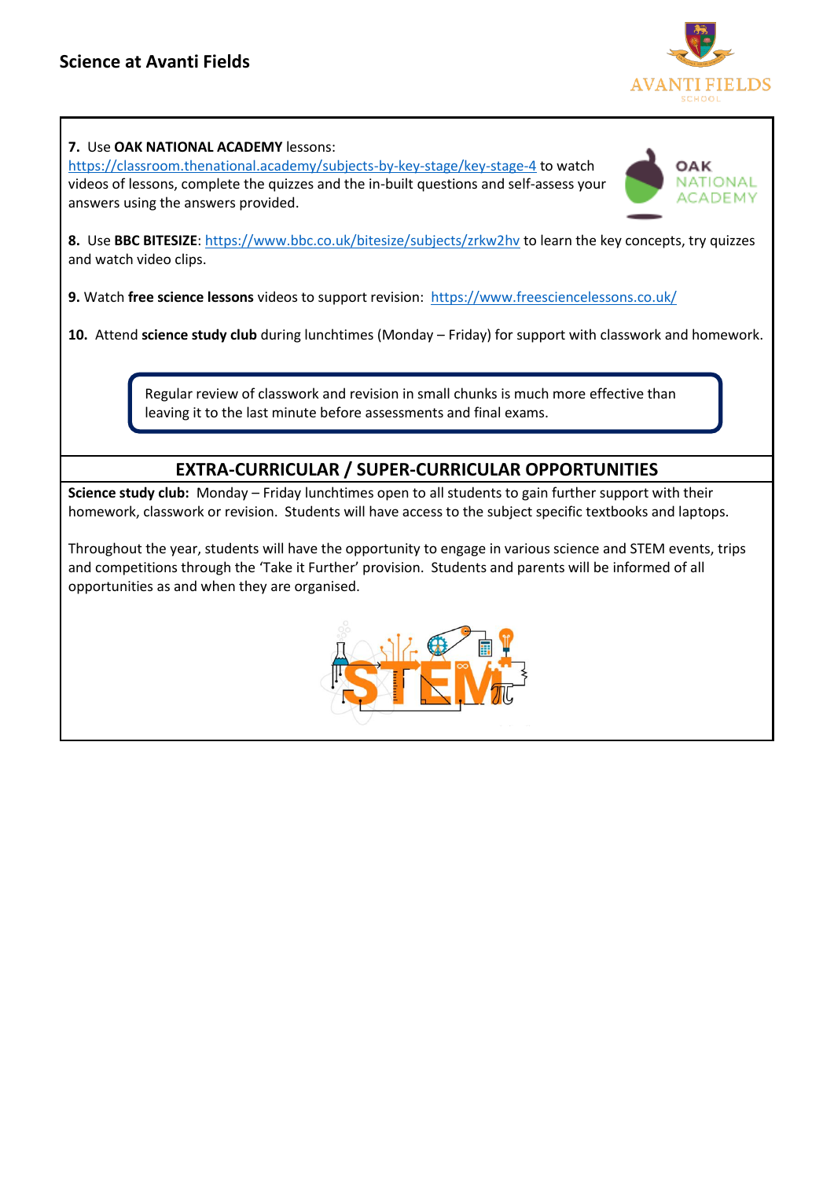**7.** Use **OAK NATIONAL ACADEMY** lessons: https://classroom.thenational.academy/subjects-by-key-stage/key-stage-4 to watch videos of lessons, complete the quizzes and the in-built questions and self-assess your answers using the answers provided.

**8.** Use **BBC BITESIZE**: https://www.bbc.co.uk/bitesize/subjects/zrkw2hv to learn the key concepts, try quizzes and watch video clips.

**9.** Watch **free science lessons** videos to support revision: https://www.freesciencelessons.co.uk/

**10.** Attend **science study club** during lunchtimes (Monday – Friday) for support with classwork and homework.

> Regular review of classwork and revision in small chunks is much more effective than leaving it to the last minute before assessments and final exams.

## EXTRA-CURRICULAR / SUPER-CURRICULAR OPPORTUNITIES

**Science study club:** Monday – Friday lunchtimes open to all students to gain further support with their homework, classwork or revision. Students will have access to the subject specific textbooks and laptops.

Throughout the year, students will have the opportunity to engage in various science and STEM events, trips and competitions through the 'Take it Further' provision. Students and parents will be informed of all opportunities as and when they are organised.